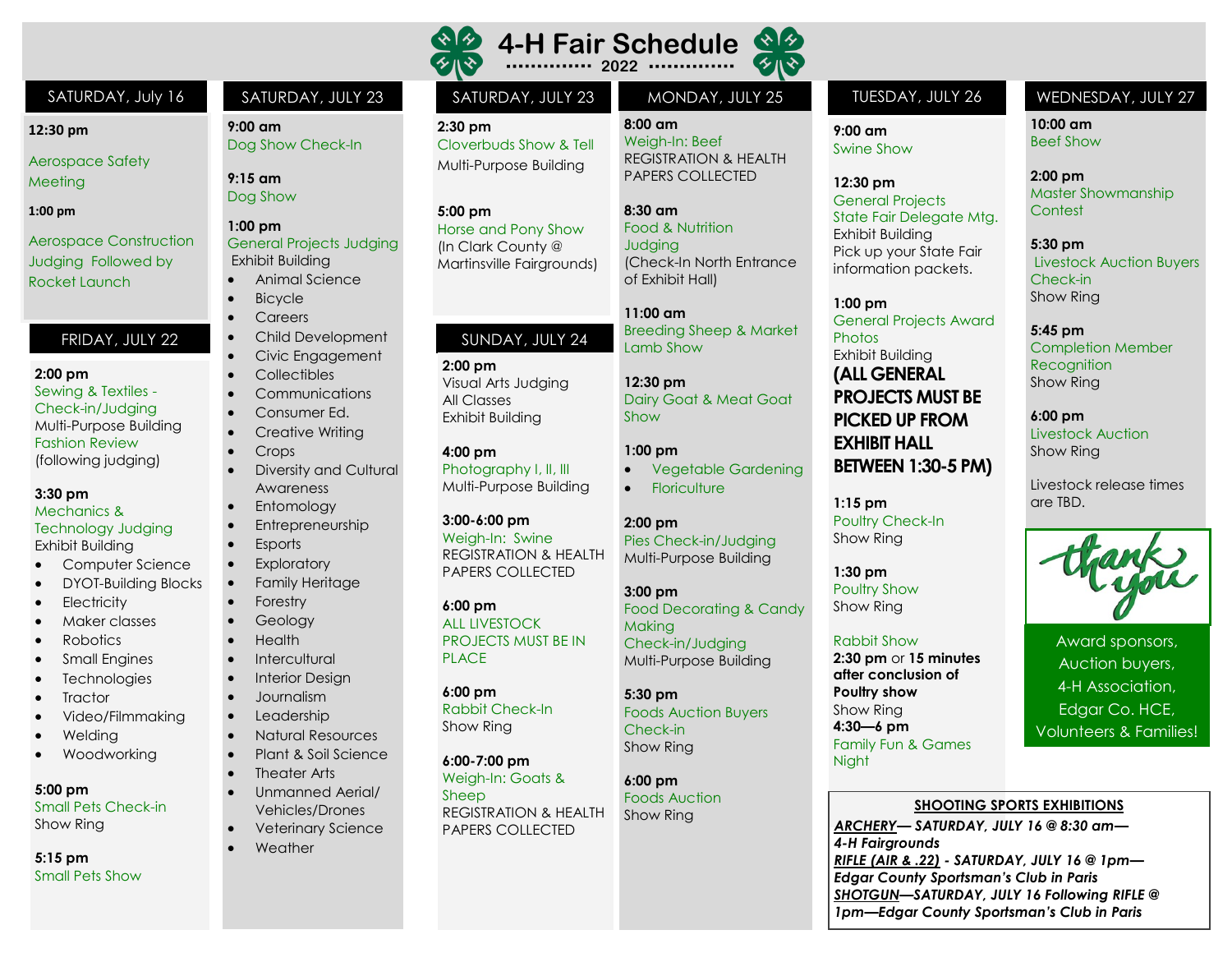# 4-H Fair Schedule 2022

## SATURDAY, July 16

**12:30 pm**

Aerospace Safety Meeting

**1:00 pm**

Aerospace Construction Judging Followed by Rocket Launch

## FRIDAY, JULY 22

**2:00 pm**
Sewing & Textiles - Check-in/Judging
Multi-Purpose Building
Fashion Review
(following judging)

**3:30 pm**
Mechanics & Technology Judging
Exhibit Building

- Computer Science
- DYOT-Building Blocks
- Electricity
- Maker classes
- Robotics
- Small Engines
- Technologies
- Tractor
- Video/Filmmaking
- Welding
- Woodworking

**5:00 pm**
Small Pets Check-in
Show Ring

**5:15 pm**
Small Pets Show

## SATURDAY, JULY 23

**9:00 am**
Dog Show Check-In

**9:15 am**
Dog Show

**1:00 pm**
General Projects Judging
Exhibit Building

- Animal Science
- Bicycle
- Careers
- Child Development
- Civic Engagement
- Collectibles
- Communications
- Consumer Ed.
- Creative Writing
- Crops
- Diversity and Cultural Awareness
- Entomology
- Entrepreneurship
- Esports
- Exploratory
- Family Heritage
- Forestry
- Geology
- Health
- Intercultural
- Interior Design
- Journalism
- Leadership
- Natural Resources
- Plant & Soil Science
- Theater Arts
- Unmanned Aerial/ Vehicles/Drones
- Veterinary Science
- Weather

**2:30 pm**
Cloverbuds Show & Tell
Multi-Purpose Building

**5:00 pm**
Horse and Pony Show
(In Clark County @ Martinsville Fairgrounds)

## SUNDAY, JULY 24

**2:00 pm**
Visual Arts Judging
All Classes
Exhibit Building

**4:00 pm**
Photography I, II, III
Multi-Purpose Building

**3:00-6:00 pm**
Weigh-In: Swine
REGISTRATION & HEALTH PAPERS COLLECTED

**6:00 pm**
ALL LIVESTOCK PROJECTS MUST BE IN PLACE

**6:00 pm**
Rabbit Check-In
Show Ring

**6:00-7:00 pm**
Weigh-In: Goats & Sheep
REGISTRATION & HEALTH PAPERS COLLECTED

## MONDAY, JULY 25

**8:00 am**
Weigh-In: Beef
REGISTRATION & HEALTH PAPERS COLLECTED

**8:30 am**
Food & Nutrition Judging
(Check-In North Entrance of Exhibit Hall)

**11:00 am**
Breeding Sheep & Market Lamb Show

**12:30 pm**
Dairy Goat & Meat Goat Show

**1:00 pm**

- Vegetable Gardening
- Floriculture

**2:00 pm**
Pies Check-in/Judging
Multi-Purpose Building

**3:00 pm**
Food Decorating & Candy Making
Check-in/Judging
Multi-Purpose Building

**5:30 pm**
Foods Auction Buyers Check-in
Show Ring

**6:00 pm**
Foods Auction
Show Ring

## TUESDAY, JULY 26

**9:00 am**
Swine Show

**12:30 pm**
General Projects State Fair Delegate Mtg.
Exhibit Building
Pick up your State Fair information packets.

**1:00 pm**
General Projects Award Photos
Exhibit Building
**(ALL GENERAL PROJECTS MUST BE PICKED UP FROM EXHIBIT HALL BETWEEN 1:30-5 PM)**

**1:15 pm**
Poultry Check-In
Show Ring

**1:30 pm**
Poultry Show
Show Ring

Rabbit Show
**2:30 pm** or **15 minutes after conclusion of Poultry show**
Show Ring

**4:30—6 pm**
Family Fun & Games Night

## WEDNESDAY, JULY 27

**10:00 am**
Beef Show

**2:00 pm**
Master Showmanship Contest

**5:30 pm**
Livestock Auction Buyers Check-in
Show Ring

**5:45 pm**
Completion Member Recognition
Show Ring

**6:00 pm**
Livestock Auction
Show Ring

Livestock release times are TBD.

thank you

Award sponsors, Auction buyers, 4-H Association, Edgar Co. HCE, Volunteers & Families!

## SHOOTING SPORTS EXHIBITIONS

***ARCHERY— SATURDAY, JULY 16 @ 8:30 am— 4-H Fairgrounds***
***RIFLE (AIR & .22) - SATURDAY, JULY 16 @ 1pm— Edgar County Sportsman's Club in Paris***
***SHOTGUN—SATURDAY, JULY 16 Following RIFLE @ 1pm—Edgar County Sportsman's Club in Paris***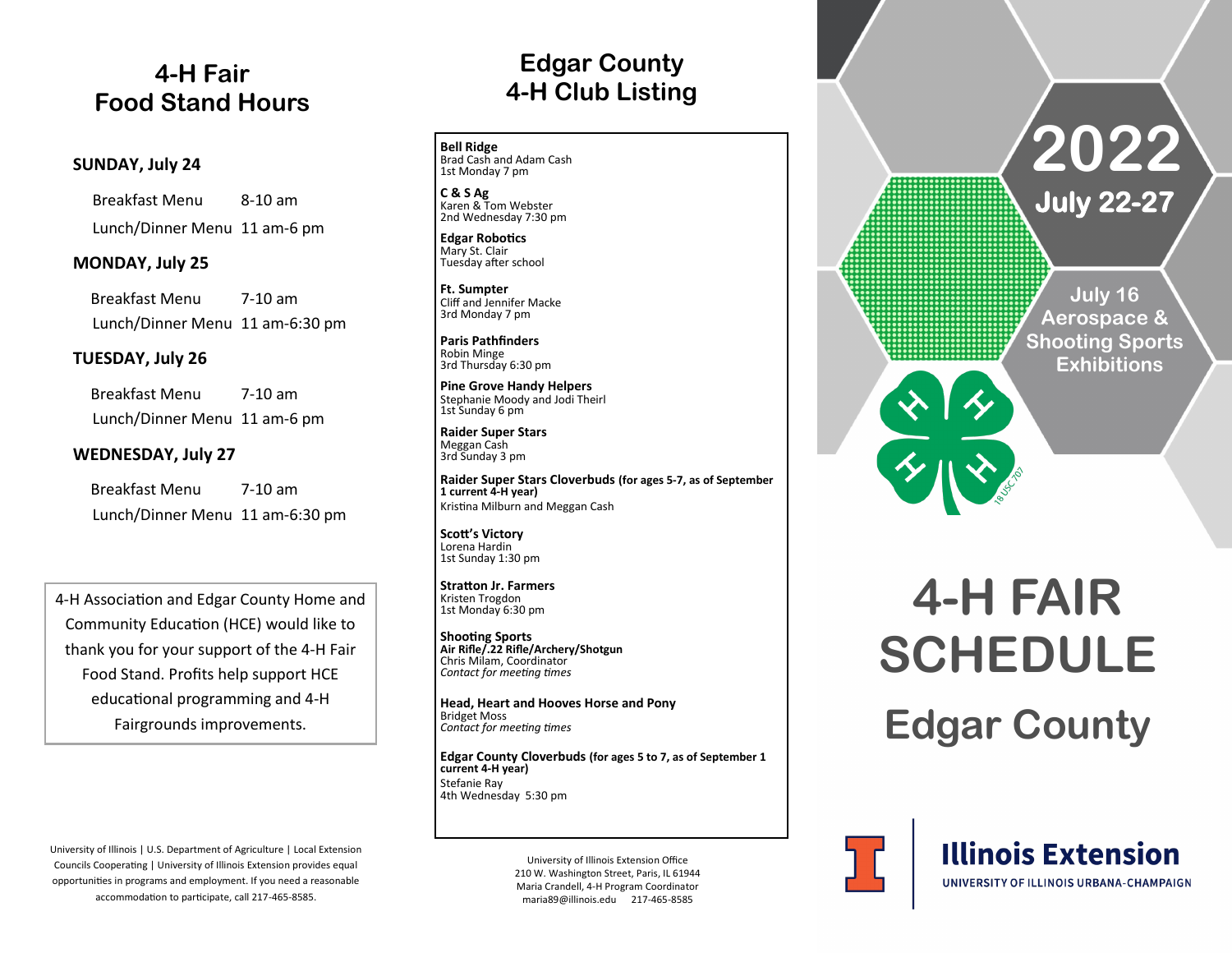# 4-H Fair Food Stand Hours

**SUNDAY, July 24**

| | |
|---|---|
| Breakfast Menu | 8-10 am |
| Lunch/Dinner Menu | 11 am-6 pm |

**MONDAY, July 25**

| | |
|---|---|
| Breakfast Menu | 7-10 am |
| Lunch/Dinner Menu | 11 am-6:30 pm |

**TUESDAY, July 26**

| | |
|---|---|
| Breakfast Menu | 7-10 am |
| Lunch/Dinner Menu | 11 am-6 pm |

**WEDNESDAY, July 27**

| | |
|---|---|
| Breakfast Menu | 7-10 am |
| Lunch/Dinner Menu | 11 am-6:30 pm |

4-H Association and Edgar County Home and Community Education (HCE) would like to thank you for your support of the 4-H Fair Food Stand. Profits help support HCE educational programming and 4-H Fairgrounds improvements.

University of Illinois | U.S. Department of Agriculture | Local Extension Councils Cooperating | University of Illinois Extension provides equal opportunities in programs and employment. If you need a reasonable accommodation to participate, call 217-465-8585.

# Edgar County 4-H Club Listing

**Bell Ridge**
Brad Cash and Adam Cash
1st Monday 7 pm

**C & S Ag**
Karen & Tom Webster
2nd Wednesday 7:30 pm

**Edgar Robotics**
Mary St. Clair
Tuesday after school

**Ft. Sumpter**
Cliff and Jennifer Macke
3rd Monday 7 pm

**Paris Pathfinders**
Robin Minge
3rd Thursday 6:30 pm

**Pine Grove Handy Helpers**
Stephanie Moody and Jodi Theirl
1st Sunday 6 pm

**Raider Super Stars**
Meggan Cash
3rd Sunday 3 pm

**Raider Super Stars Cloverbuds (for ages 5-7, as of September 1 current 4-H year)**
Kristina Milburn and Meggan Cash

**Scott's Victory**
Lorena Hardin
1st Sunday 1:30 pm

**Stratton Jr. Farmers**
Kristen Trogdon
1st Monday 6:30 pm

**Shooting Sports**
**Air Rifle/.22 Rifle/Archery/Shotgun**
Chris Milam, Coordinator
*Contact for meeting times*

**Head, Heart and Hooves Horse and Pony**
Bridget Moss
*Contact for meeting times*

**Edgar County Cloverbuds (for ages 5 to 7, as of September 1 current 4-H year)**
Stefanie Ray
4th Wednesday 5:30 pm

University of Illinois Extension Office
210 W. Washington Street, Paris, IL 61944
Maria Crandell, 4-H Program Coordinator
maria89@illinois.edu 217-465-8585

# 2022

## July 22-27

July 16
Aerospace & Shooting Sports Exhibitions

18 USC 707

# 4-H FAIR SCHEDULE

## Edgar County

Illinois Extension
UNIVERSITY OF ILLINOIS URBANA-CHAMPAIGN